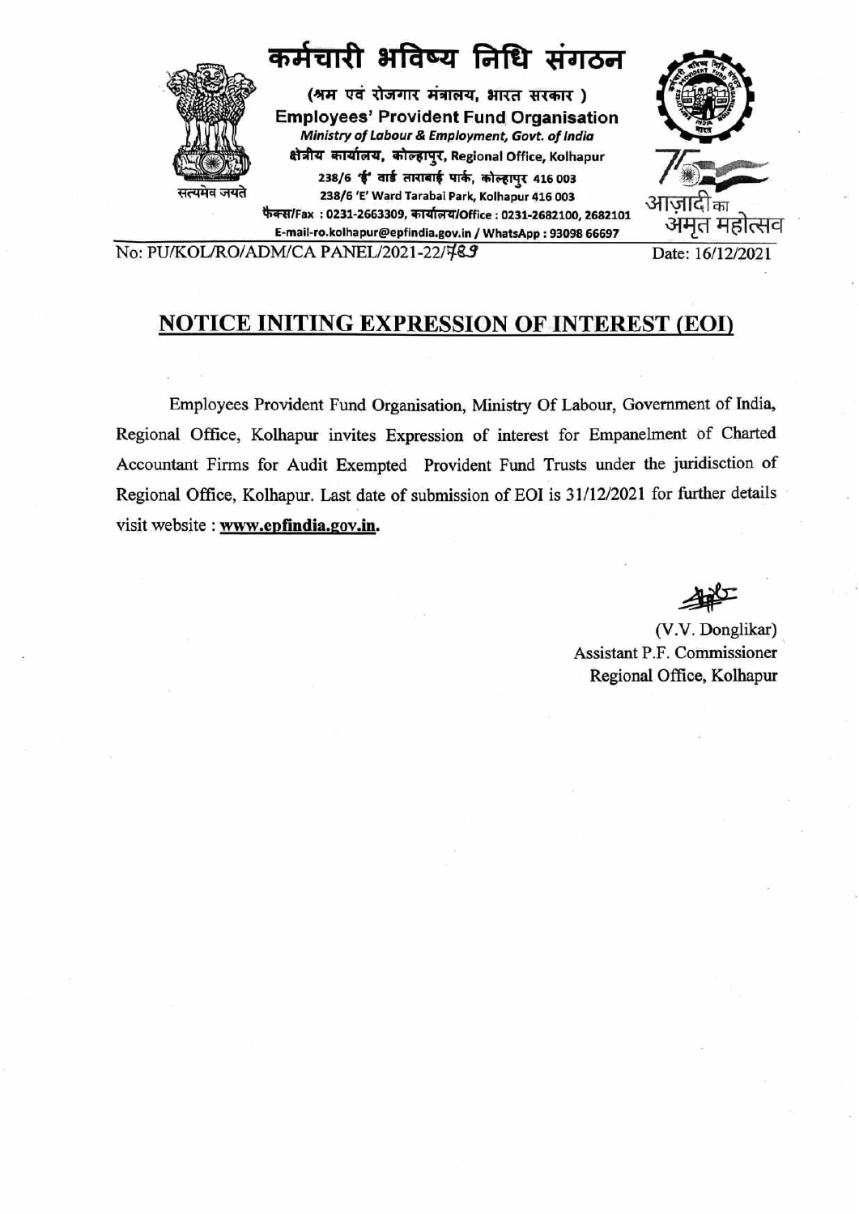# कर्मचारी भविष्य निधि संगठन

(श्रम एवं रोजगार मंत्रालय, भारत सरकार )

**Employees' Provident Fund Organisation**

*Ministry of Labour & Employment, Govt. of India*

क्षेत्रीय कार्यालय, कोल्हापुर, Regional Office, Kolhapur

238/6 'ई' वार्ड ताराबाई पार्क, कोल्हापुर 416 003

238/6 'E' Ward Tarabai Park, Kolhapur 416 003

फैक्स/Fax : 0231-2663309, कार्यालय/Office : 0231-2682100, 2682101

E-mail-ro.kolhapur@epfindia.gov.in / WhatsApp : 93098 66697

सत्यमेव जयते

आज़ादी का अमृत महोत्सव

No: PU/KOL/RO/ADM/CA PANEL/2021-22/783 Date: 16/12/2021

## NOTICE INITING EXPRESSION OF INTEREST (EOI)

Employees Provident Fund Organisation, Ministry Of Labour, Government of India, Regional Office, Kolhapur invites Expression of interest for Empanelment of Charted Accountant Firms for Audit Exempted Provident Fund Trusts under the juridisction of Regional Office, Kolhapur. Last date of submission of EOI is 31/12/2021 for further details visit website : **www.epfindia.gov.in.**

(V.V. Donglikar)
Assistant P.F. Commissioner
Regional Office, Kolhapur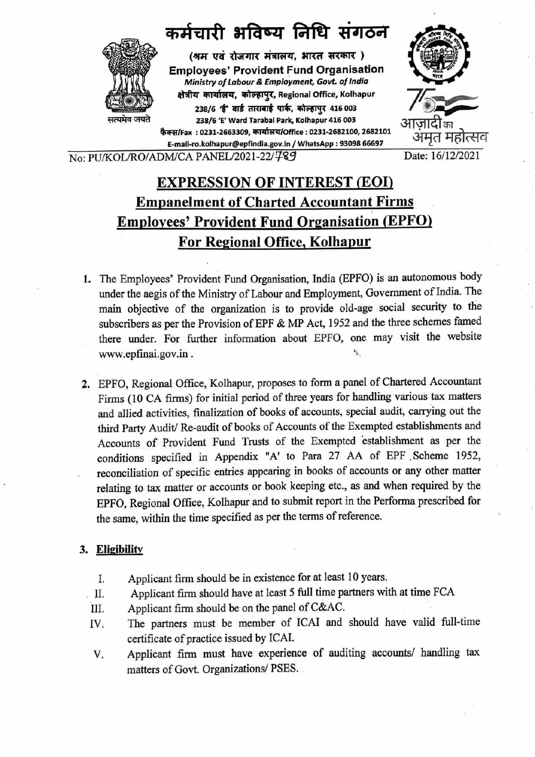# कर्मचारी भविष्य निधि संगठन

(श्रम एवं रोजगार मंत्रालय, भारत सरकार )

**Employees' Provident Fund Organisation**

*Ministry of Labour & Employment, Govt. of India*

क्षेत्रीय कार्यालय, कोल्हापुर, Regional Office, Kolhapur

238/6 'ई' वार्ड ताराबाई पार्क, कोल्हापुर 416 003

238/6 'E' Ward Tarabai Park, Kolhapur 416 003

फैक्स/Fax : 0231-2663309, कार्यालय/Office : 0231-2682100, 2682101

E-mail-ro.kolhapur@epfindia.gov.in / WhatsApp : 93098 66697

सत्यमेव जयते

आज़ादी का अमृत महोत्सव

No: PU/KOL/RO/ADM/CA PANEL/2021-22/789    Date: 16/12/2021

## EXPRESSION OF INTEREST (EOI)
## Empanelment of Charted Accountant Firms
## Employees' Provident Fund Organisation (EPFO)
## For Regional Office, Kolhapur

1. The Employees' Provident Fund Organisation, India (EPFO) is an autonomous body under the aegis of the Ministry of Labour and Employment, Government of India. The main objective of the organization is to provide old-age social security to the subscribers as per the Provision of EPF & MP Act, 1952 and the three schemes famed there under. For further information about EPFO, one may visit the website www.epfinai.gov.in .

2. EPFO, Regional Office, Kolhapur, proposes to form a panel of Chartered Accountant Firms (10 CA firms) for initial period of three years for handling various tax matters and allied activities, finalization of books of accounts, special audit, carrying out the third Party Audit/ Re-audit of books of Accounts of the Exempted establishments and Accounts of Provident Fund Trusts of the Exempted establishment as per the conditions specified in Appendix "A' to Para 27 AA of EPF Scheme 1952, reconciliation of specific entries appearing in books of accounts or any other matter relating to tax matter or accounts or book keeping etc., as and when required by the EPFO, Regional Office, Kolhapur and to submit report in the Performa prescribed for the same, within the time specified as per the terms of reference.

3. **Eligibility**

   I. Applicant firm should be in existence for at least 10 years.

   II. Applicant firm should have at least 5 full time partners with at time FCA

   III. Applicant firm should be on the panel of C&AC.

   IV. The partners must be member of ICAI and should have valid full-time certificate of practice issued by ICAI.

   V. Applicant firm must have experience of auditing accounts/ handling tax matters of Govt. Organizations/ PSES.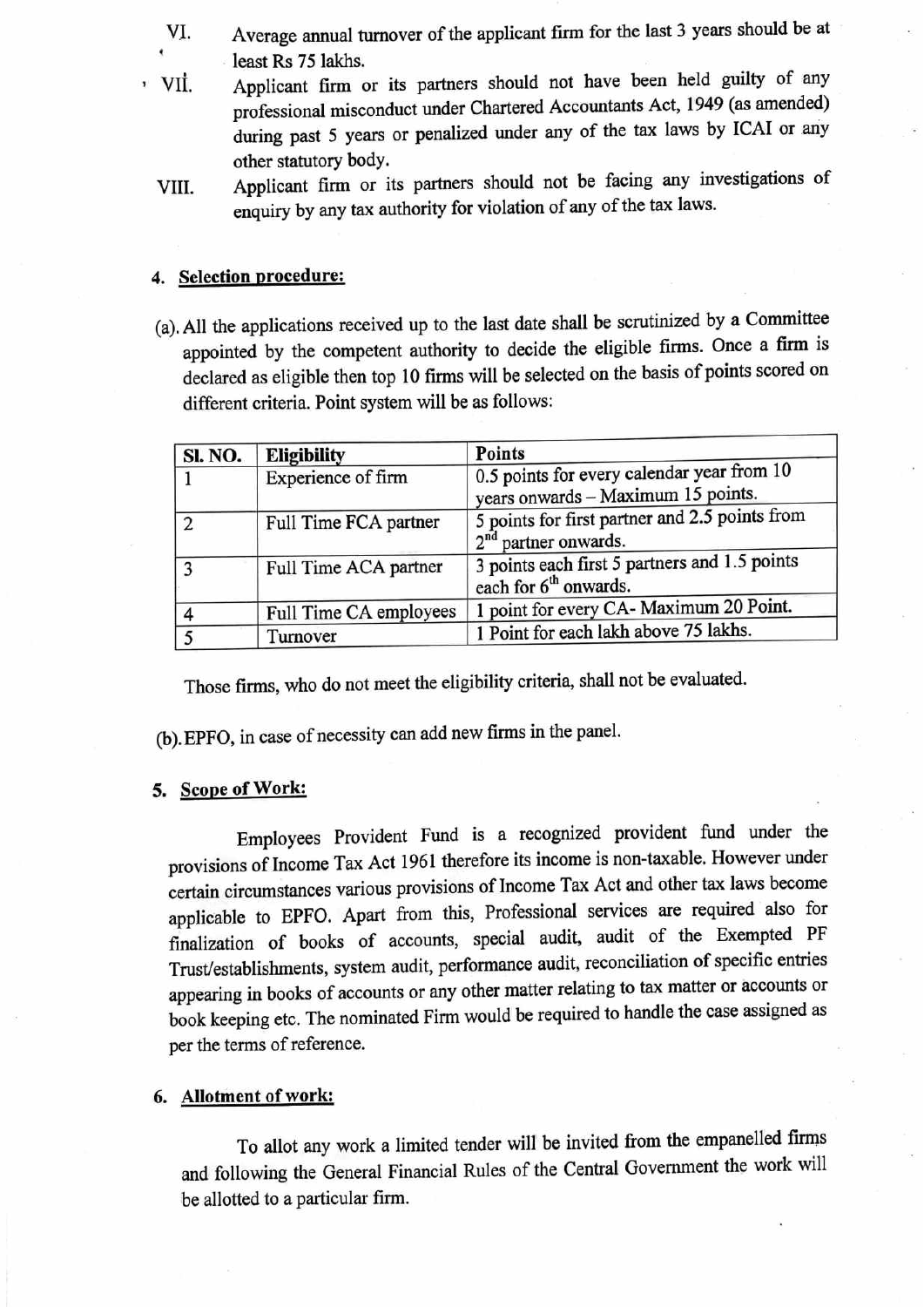VI. Average annual turnover of the applicant firm for the last 3 years should be at least Rs 75 lakhs.

VII. Applicant firm or its partners should not have been held guilty of any professional misconduct under Chartered Accountants Act, 1949 (as amended) during past 5 years or penalized under any of the tax laws by ICAI or any other statutory body.

VIII. Applicant firm or its partners should not be facing any investigations of enquiry by any tax authority for violation of any of the tax laws.

## 4. Selection procedure:

(a). All the applications received up to the last date shall be scrutinized by a Committee appointed by the competent authority to decide the eligible firms. Once a firm is declared as eligible then top 10 firms will be selected on the basis of points scored on different criteria. Point system will be as follows:

| Sl. NO. | Eligibility | Points |
|---|---|---|
| 1 | Experience of firm | 0.5 points for every calendar year from 10 years onwards – Maximum 15 points. |
| 2 | Full Time FCA partner | 5 points for first partner and 2.5 points from 2nd partner onwards. |
| 3 | Full Time ACA partner | 3 points each first 5 partners and 1.5 points each for 6th onwards. |
| 4 | Full Time CA employees | 1 point for every CA- Maximum 20 Point. |
| 5 | Turnover | 1 Point for each lakh above 75 lakhs. |

Those firms, who do not meet the eligibility criteria, shall not be evaluated.

(b). EPFO, in case of necessity can add new firms in the panel.

## 5. Scope of Work:

Employees Provident Fund is a recognized provident fund under the provisions of Income Tax Act 1961 therefore its income is non-taxable. However under certain circumstances various provisions of Income Tax Act and other tax laws become applicable to EPFO. Apart from this, Professional services are required also for finalization of books of accounts, special audit, audit of the Exempted PF Trust/establishments, system audit, performance audit, reconciliation of specific entries appearing in books of accounts or any other matter relating to tax matter or accounts or book keeping etc. The nominated Firm would be required to handle the case assigned as per the terms of reference.

## 6. Allotment of work:

To allot any work a limited tender will be invited from the empanelled firms and following the General Financial Rules of the Central Government the work will be allotted to a particular firm.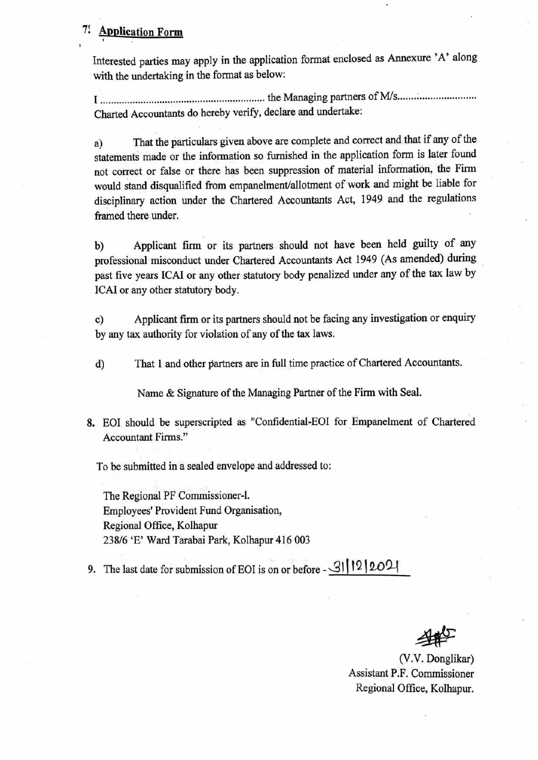7. **Application Form**

Interested parties may apply in the application format enclosed as Annexure 'A' along with the undertaking in the format as below:

I ............................................................ the Managing partners of M/s............................ Charted Accountants do hereby verify, declare and undertake:

a) That the particulars given above are complete and correct and that if any of the statements made or the information so furnished in the application form is later found not correct or false or there has been suppression of material information, the Firm would stand disqualified from empanelment/allotment of work and might be liable for disciplinary action under the Chartered Accountants Act, 1949 and the regulations framed there under.

b) Applicant firm or its partners should not have been held guilty of any professional misconduct under Chartered Accountants Act 1949 (As amended) during past five years ICAI or any other statutory body penalized under any of the tax law by ICAI or any other statutory body.

c) Applicant firm or its partners should not be facing any investigation or enquiry by any tax authority for violation of any of the tax laws.

d) That 1 and other partners are in full time practice of Chartered Accountants.

Name & Signature of the Managing Partner of the Firm with Seal.

8. EOI should be superscripted as "Confidential-EOI for Empanelment of Chartered Accountant Firms."

To be submitted in a sealed envelope and addressed to:

The Regional PF Commissioner-I.
Employees' Provident Fund Organisation,
Regional Office, Kolhapur
238/6 'E' Ward Tarabai Park, Kolhapur 416 003

9. The last date for submission of EOI is on or before - 31/12/2021

(V.V. Donglikar)
Assistant P.F. Commissioner
Regional Office, Kolhapur.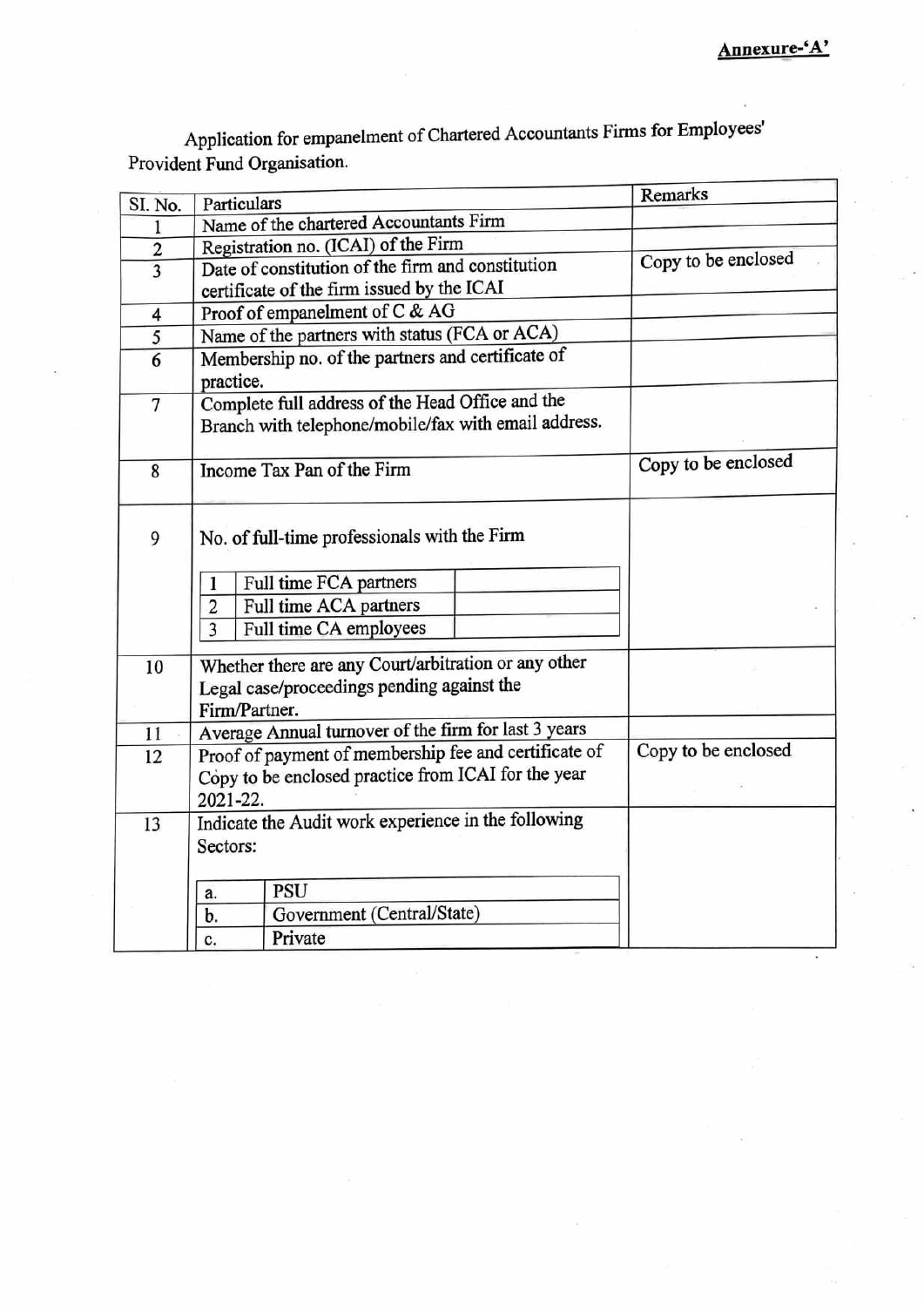**Annexure-'A'**

Application for empanelment of Chartered Accountants Firms for Employees' Provident Fund Organisation.

| Sl. No. | Particulars | Remarks |
|---|---|---|
| 1 | Name of the chartered Accountants Firm | |
| 2 | Registration no. (ICAI) of the Firm | |
| 3 | Date of constitution of the firm and constitution certificate of the firm issued by the ICAI | Copy to be enclosed |
| 4 | Proof of empanelment of C & AG | |
| 5 | Name of the partners with status (FCA or ACA) | |
| 6 | Membership no. of the partners and certificate of practice. | |
| 7 | Complete full address of the Head Office and the Branch with telephone/mobile/fax with email address. | |
| 8 | Income Tax Pan of the Firm | Copy to be enclosed |
| 9 | No. of full-time professionals with the Firm<br>1. Full time FCA partners:<br>2. Full time ACA partners:<br>3. Full time CA employees: | |
| 10 | Whether there are any Court/arbitration or any other Legal case/proceedings pending against the Firm/Partner. | |
| 11 | Average Annual turnover of the firm for last 3 years | |
| 12 | Proof of payment of membership fee and certificate of Copy to be enclosed practice from ICAI for the year 2021-22. | Copy to be enclosed |
| 13 | Indicate the Audit work experience in the following Sectors:<br>a. PSU<br>b. Government (Central/State)<br>c. Private | |